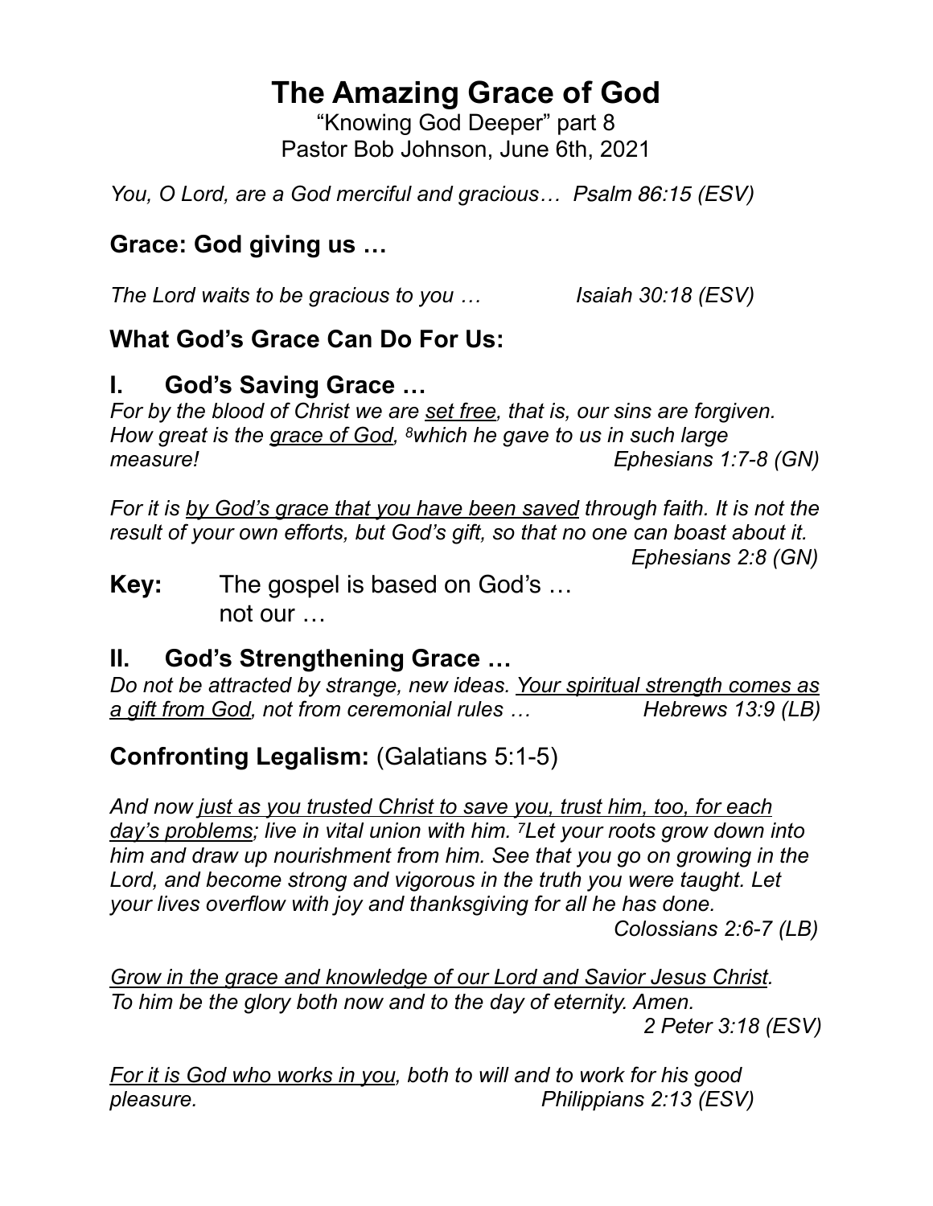# The Amazing Grace of God

"Knowing God Deeper" part 8
Pastor Bob Johnson, June 6th, 2021

*You, O Lord, are a God merciful and gracious… Psalm 86:15 (ESV)*

## Grace: God giving us …

*The Lord waits to be gracious to you … Isaiah 30:18 (ESV)*

## What God's Grace Can Do For Us:

## I. God's Saving Grace …

*For by the blood of Christ we are <u>set free</u>, that is, our sins are forgiven. How great is the <u>grace of God</u>, [8]which he gave to us in such large measure! Ephesians 1:7-8 (GN)*

*For it is <u>by God's grace that you have been saved</u> through faith. It is not the result of your own efforts, but God's gift, so that no one can boast about it. Ephesians 2:8 (GN)*

**Key:** The gospel is based on God's …
not our …

## II. God's Strengthening Grace …

*Do not be attracted by strange, new ideas. <u>Your spiritual strength comes as a gift from God</u>, not from ceremonial rules … Hebrews 13:9 (LB)*

## Confronting Legalism: (Galatians 5:1-5)

*And now <u>just as you trusted Christ to save you, trust him, too, for each day's problems</u>; live in vital union with him. [7]Let your roots grow down into him and draw up nourishment from him. See that you go on growing in the Lord, and become strong and vigorous in the truth you were taught. Let your lives overflow with joy and thanksgiving for all he has done. Colossians 2:6-7 (LB)*

*<u>Grow in the grace and knowledge of our Lord and Savior Jesus Christ</u>. To him be the glory both now and to the day of eternity. Amen. 2 Peter 3:18 (ESV)*

*<u>For it is God who works in you</u>, both to will and to work for his good pleasure. Philippians 2:13 (ESV)*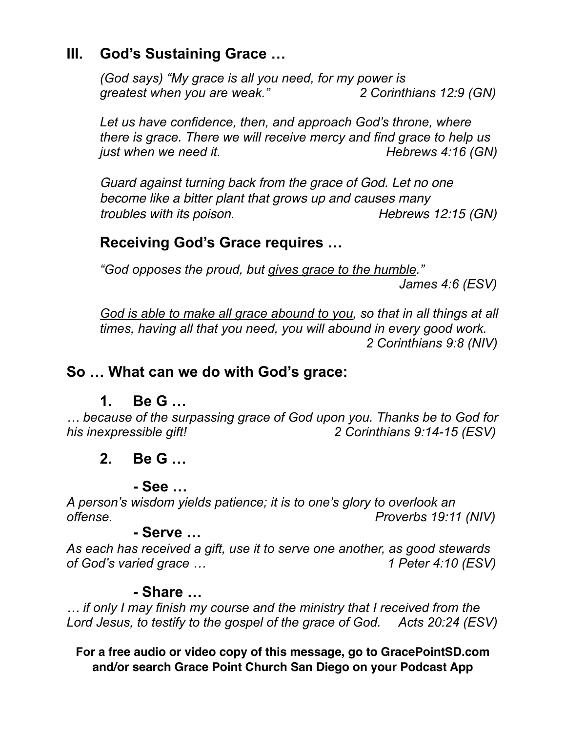## III. God's Sustaining Grace …

*(God says) "My grace is all you need, for my power is greatest when you are weak."* 2 Corinthians 12:9 (GN)

*Let us have confidence, then, and approach God's throne, where there is grace. There we will receive mercy and find grace to help us just when we need it.* Hebrews 4:16 (GN)

*Guard against turning back from the grace of God. Let no one become like a bitter plant that grows up and causes many troubles with its poison.* Hebrews 12:15 (GN)

### Receiving God's Grace requires …

*"God opposes the proud, but <u>gives grace to the humble</u>."* James 4:6 (ESV)

*<u>God is able to make all grace abound to you</u>, so that in all things at all times, having all that you need, you will abound in every good work.* 2 Corinthians 9:8 (NIV)

## So … What can we do with God's grace:

### 1. Be G …

*… because of the surpassing grace of God upon you. Thanks be to God for his inexpressible gift!* 2 Corinthians 9:14-15 (ESV)

### 2. Be G …

**- See …**

*A person's wisdom yields patience; it is to one's glory to overlook an offense.* Proverbs 19:11 (NIV)

**- Serve …**

*As each has received a gift, use it to serve one another, as good stewards of God's varied grace …* 1 Peter 4:10 (ESV)

**- Share …**

*… if only I may finish my course and the ministry that I received from the Lord Jesus, to testify to the gospel of the grace of God.* Acts 20:24 (ESV)

**For a free audio or video copy of this message, go to GracePointSD.com and/or search Grace Point Church San Diego on your Podcast App**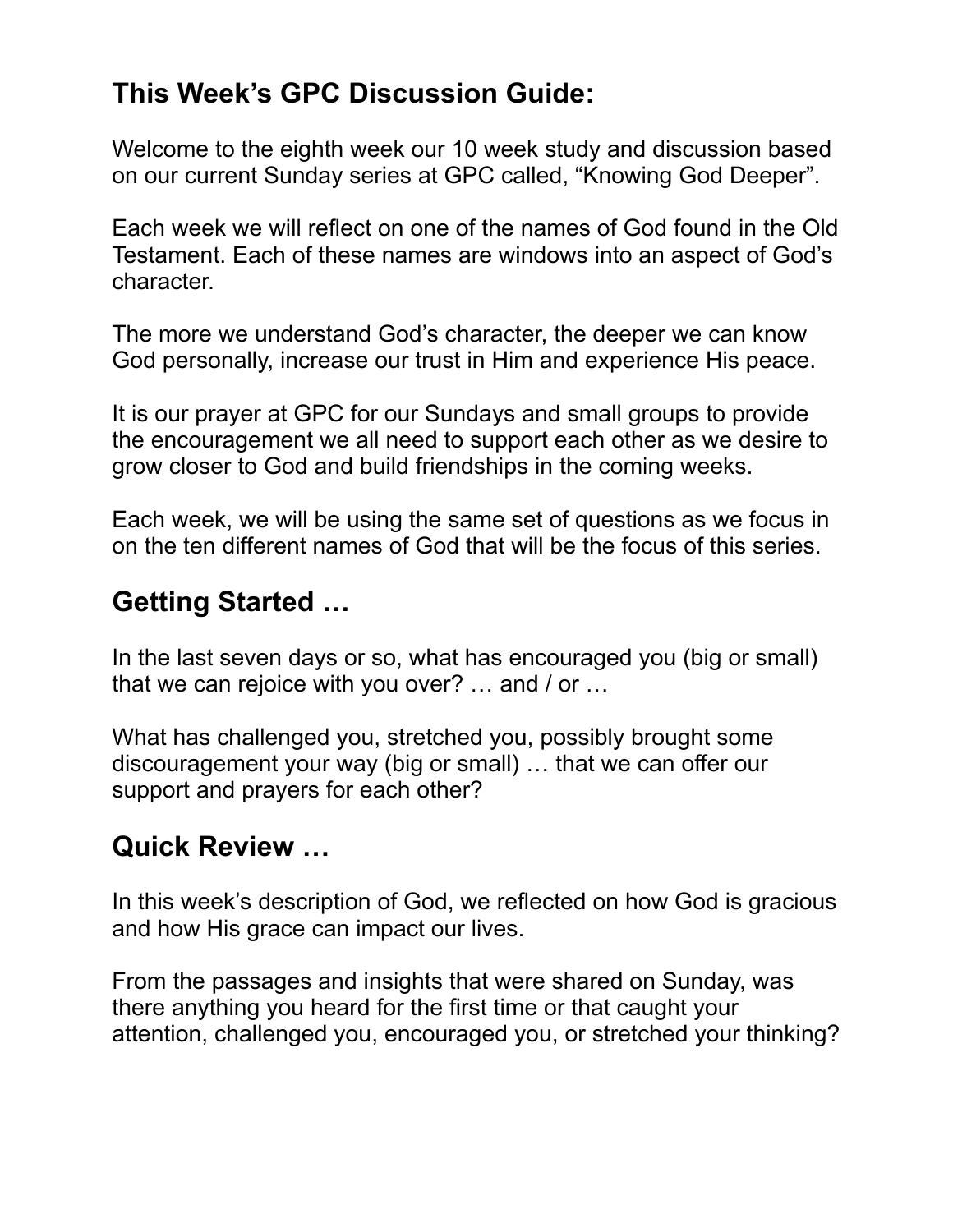## This Week's GPC Discussion Guide:

Welcome to the eighth week our 10 week study and discussion based on our current Sunday series at GPC called, "Knowing God Deeper".

Each week we will reflect on one of the names of God found in the Old Testament. Each of these names are windows into an aspect of God's character.

The more we understand God's character, the deeper we can know God personally, increase our trust in Him and experience His peace.

It is our prayer at GPC for our Sundays and small groups to provide the encouragement we all need to support each other as we desire to grow closer to God and build friendships in the coming weeks.

Each week, we will be using the same set of questions as we focus in on the ten different names of God that will be the focus of this series.

## Getting Started …

In the last seven days or so, what has encouraged you (big or small) that we can rejoice with you over? … and / or …

What has challenged you, stretched you, possibly brought some discouragement your way (big or small) … that we can offer our support and prayers for each other?

## Quick Review …

In this week's description of God, we reflected on how God is gracious and how His grace can impact our lives.

From the passages and insights that were shared on Sunday, was there anything you heard for the first time or that caught your attention, challenged you, encouraged you, or stretched your thinking?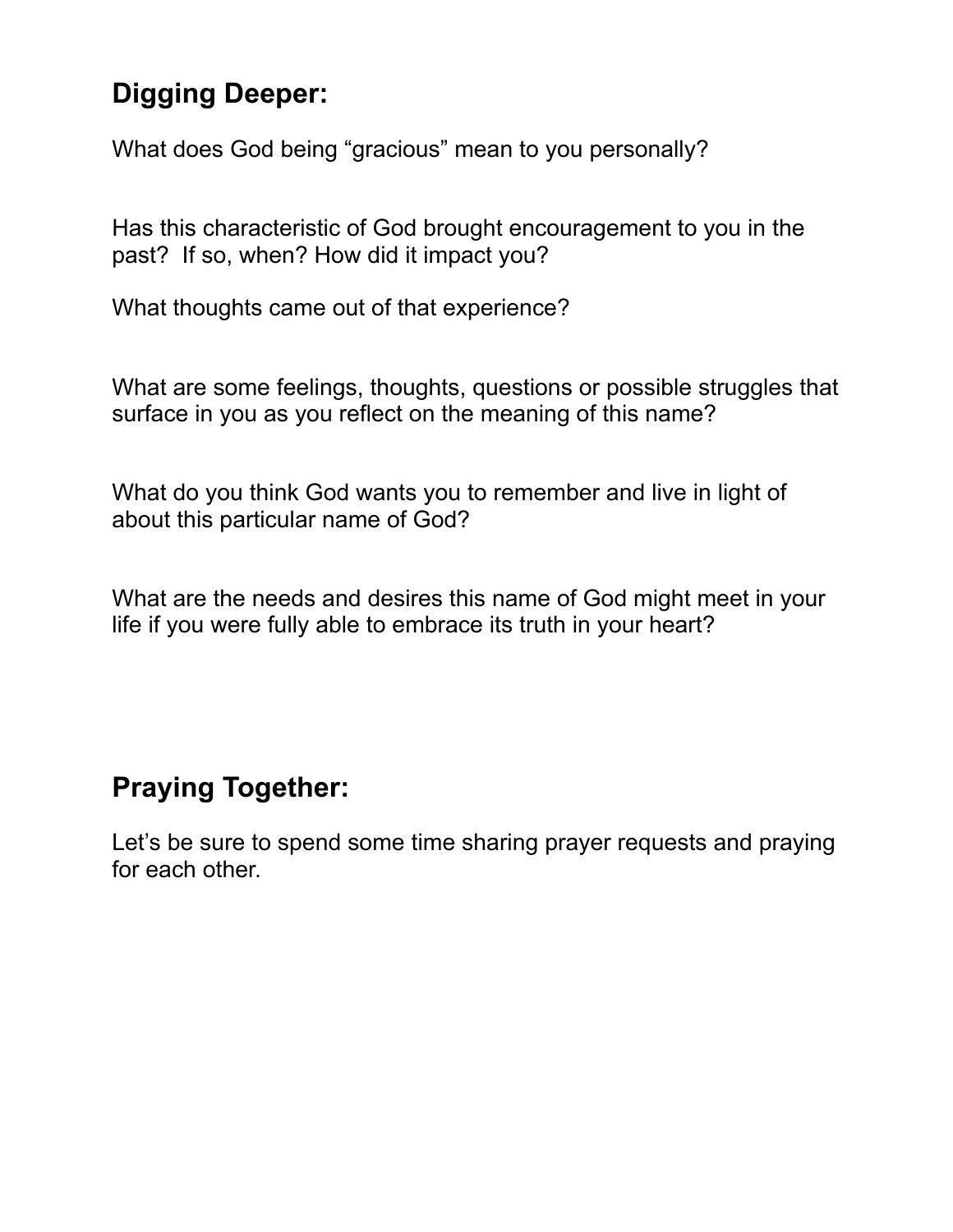## Digging Deeper:

What does God being "gracious" mean to you personally?

Has this characteristic of God brought encouragement to you in the past? If so, when? How did it impact you?

What thoughts came out of that experience?

What are some feelings, thoughts, questions or possible struggles that surface in you as you reflect on the meaning of this name?

What do you think God wants you to remember and live in light of about this particular name of God?

What are the needs and desires this name of God might meet in your life if you were fully able to embrace its truth in your heart?

## Praying Together:

Let's be sure to spend some time sharing prayer requests and praying for each other.